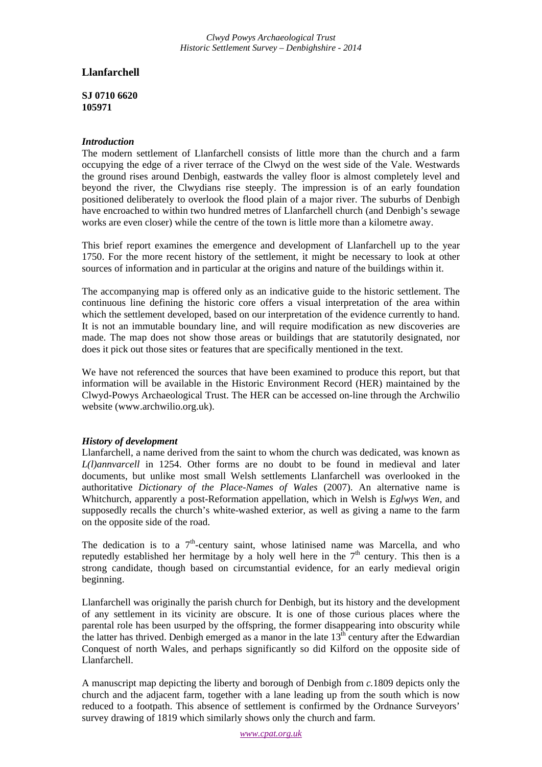# Llanfarchell

**SJ 0710 6620**
**105971**

### *Introduction*

The modern settlement of Llanfarchell consists of little more than the church and a farm occupying the edge of a river terrace of the Clwyd on the west side of the Vale. Westwards the ground rises around Denbigh, eastwards the valley floor is almost completely level and beyond the river, the Clwydians rise steeply. The impression is of an early foundation positioned deliberately to overlook the flood plain of a major river. The suburbs of Denbigh have encroached to within two hundred metres of Llanfarchell church (and Denbigh's sewage works are even closer) while the centre of the town is little more than a kilometre away.

This brief report examines the emergence and development of Llanfarchell up to the year 1750. For the more recent history of the settlement, it might be necessary to look at other sources of information and in particular at the origins and nature of the buildings within it.

The accompanying map is offered only as an indicative guide to the historic settlement. The continuous line defining the historic core offers a visual interpretation of the area within which the settlement developed, based on our interpretation of the evidence currently to hand. It is not an immutable boundary line, and will require modification as new discoveries are made. The map does not show those areas or buildings that are statutorily designated, nor does it pick out those sites or features that are specifically mentioned in the text.

We have not referenced the sources that have been examined to produce this report, but that information will be available in the Historic Environment Record (HER) maintained by the Clwyd-Powys Archaeological Trust. The HER can be accessed on-line through the Archwilio website (www.archwilio.org.uk).

### *History of development*

Llanfarchell, a name derived from the saint to whom the church was dedicated, was known as *L(l)annvarcell* in 1254. Other forms are no doubt to be found in medieval and later documents, but unlike most small Welsh settlements Llanfarchell was overlooked in the authoritative *Dictionary of the Place-Names of Wales* (2007). An alternative name is Whitchurch, apparently a post-Reformation appellation, which in Welsh is *Eglwys Wen*, and supposedly recalls the church's white-washed exterior, as well as giving a name to the farm on the opposite side of the road.

The dedication is to a 7th-century saint, whose latinised name was Marcella, and who reputedly established her hermitage by a holy well here in the 7th century. This then is a strong candidate, though based on circumstantial evidence, for an early medieval origin beginning.

Llanfarchell was originally the parish church for Denbigh, but its history and the development of any settlement in its vicinity are obscure. It is one of those curious places where the parental role has been usurped by the offspring, the former disappearing into obscurity while the latter has thrived. Denbigh emerged as a manor in the late 13th century after the Edwardian Conquest of north Wales, and perhaps significantly so did Kilford on the opposite side of Llanfarchell.

A manuscript map depicting the liberty and borough of Denbigh from *c.*1809 depicts only the church and the adjacent farm, together with a lane leading up from the south which is now reduced to a footpath. This absence of settlement is confirmed by the Ordnance Surveyors' survey drawing of 1819 which similarly shows only the church and farm.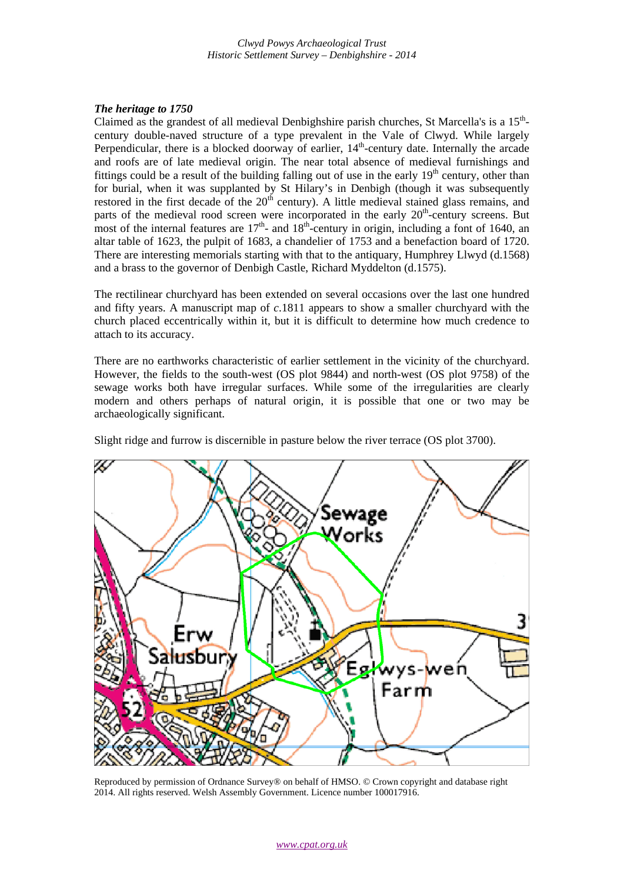### *The heritage to 1750*

Claimed as the grandest of all medieval Denbighshire parish churches, St Marcella's is a 15th-century double-naved structure of a type prevalent in the Vale of Clwyd. While largely Perpendicular, there is a blocked doorway of earlier, 14th-century date. Internally the arcade and roofs are of late medieval origin. The near total absence of medieval furnishings and fittings could be a result of the building falling out of use in the early 19th century, other than for burial, when it was supplanted by St Hilary's in Denbigh (though it was subsequently restored in the first decade of the 20th century). A little medieval stained glass remains, and parts of the medieval rood screen were incorporated in the early 20th-century screens. But most of the internal features are 17th- and 18th-century in origin, including a font of 1640, an altar table of 1623, the pulpit of 1683, a chandelier of 1753 and a benefaction board of 1720. There are interesting memorials starting with that to the antiquary, Humphrey Llwyd (d.1568) and a brass to the governor of Denbigh Castle, Richard Myddelton (d.1575).

The rectilinear churchyard has been extended on several occasions over the last one hundred and fifty years. A manuscript map of *c*.1811 appears to show a smaller churchyard with the church placed eccentrically within it, but it is difficult to determine how much credence to attach to its accuracy.

There are no earthworks characteristic of earlier settlement in the vicinity of the churchyard. However, the fields to the south-west (OS plot 9844) and north-west (OS plot 9758) of the sewage works both have irregular surfaces. While some of the irregularities are clearly modern and others perhaps of natural origin, it is possible that one or two may be archaeologically significant.

Slight ridge and furrow is discernible in pasture below the river terrace (OS plot 3700).

Sewage Works

Erw Salusbury

Eglwys-wen Farm

52

3

Reproduced by permission of Ordnance Survey® on behalf of HMSO. © Crown copyright and database right 2014. All rights reserved. Welsh Assembly Government. Licence number 100017916.